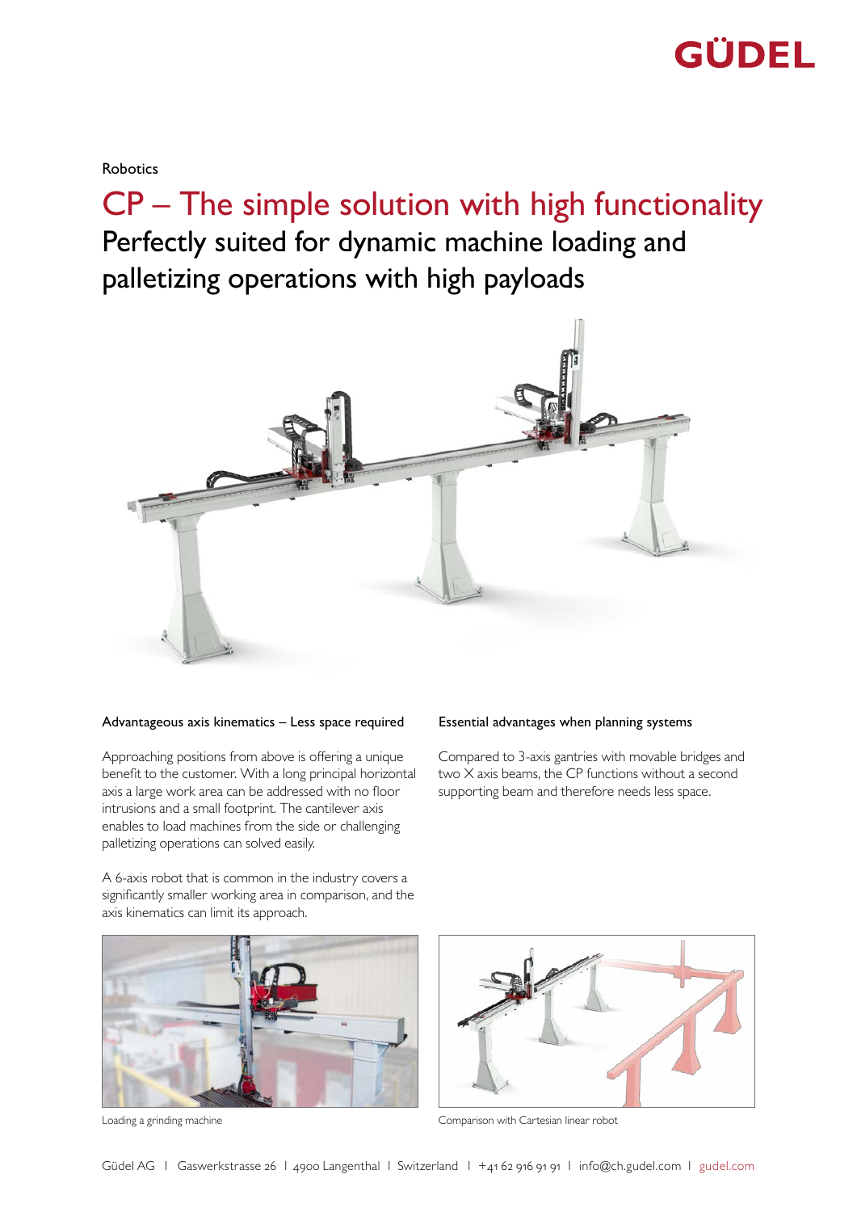GÜDEL

Robotics

# CP – The simple solution with high functionality

## Perfectly suited for dynamic machine loading and palletizing operations with high payloads

### Advantageous axis kinematics – Less space required

Approaching positions from above is offering a unique benefit to the customer. With a long principal horizontal axis a large work area can be addressed with no floor intrusions and a small footprint. The cantilever axis enables to load machines from the side or challenging palletizing operations can solved easily.

A 6-axis robot that is common in the industry covers a significantly smaller working area in comparison, and the axis kinematics can limit its approach.

### Essential advantages when planning systems

Compared to 3-axis gantries with movable bridges and two X axis beams, the CP functions without a second supporting beam and therefore needs less space.

Loading a grinding machine

Comparison with Cartesian linear robot

Güdel AG | Gaswerkstrasse 26 | 4900 Langenthal | Switzerland | +41 62 916 91 91 | info@ch.gudel.com | gudel.com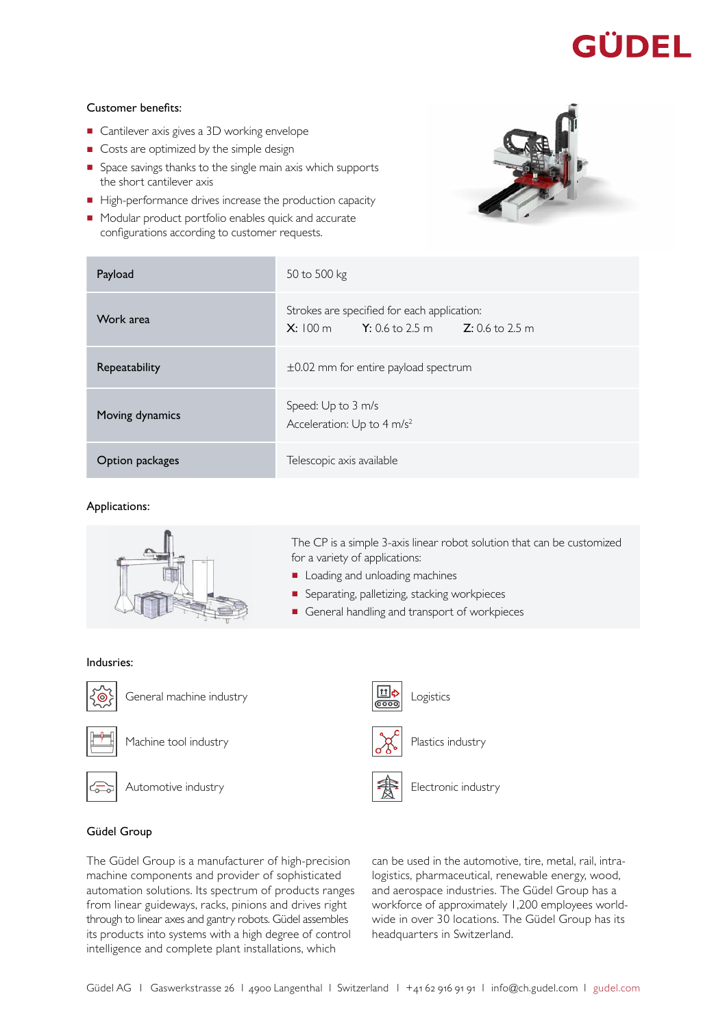GÜDEL

Customer benefits:

- Cantilever axis gives a 3D working envelope
- Costs are optimized by the simple design
- Space savings thanks to the single main axis which supports the short cantilever axis
- High-performance drives increase the production capacity
- Modular product portfolio enables quick and accurate configurations according to customer requests.

| | |
|---|---|
| Payload | 50 to 500 kg |
| Work area | Strokes are specified for each application:<br>**X:** 100 m  **Y:** 0.6 to 2.5 m  **Z:** 0.6 to 2.5 m |
| Repeatability | ±0.02 mm for entire payload spectrum |
| Moving dynamics | Speed: Up to 3 m/s<br>Acceleration: Up to 4 m/s$^2$ |
| Option packages | Telescopic axis available |

Applications:

The CP is a simple 3-axis linear robot solution that can be customized for a variety of applications:

- Loading and unloading machines
- Separating, palletizing, stacking workpieces
- General handling and transport of workpieces

Indusries:

- General machine industry
- Logistics
- Machine tool industry
- Plastics industry
- Automotive industry
- Electronic industry

Güdel Group

The Güdel Group is a manufacturer of high-precision machine components and provider of sophisticated automation solutions. Its spectrum of products ranges from linear guideways, racks, pinions and drives right through to linear axes and gantry robots. Güdel assembles its products into systems with a high degree of control intelligence and complete plant installations, which can be used in the automotive, tire, metal, rail, intra-logistics, pharmaceutical, renewable energy, wood, and aerospace industries. The Güdel Group has a workforce of approximately 1,200 employees worldwide in over 30 locations. The Güdel Group has its headquarters in Switzerland.

Güdel AG | Gaswerkstrasse 26 | 4900 Langenthal | Switzerland | +41 62 916 91 91 | info@ch.gudel.com | gudel.com